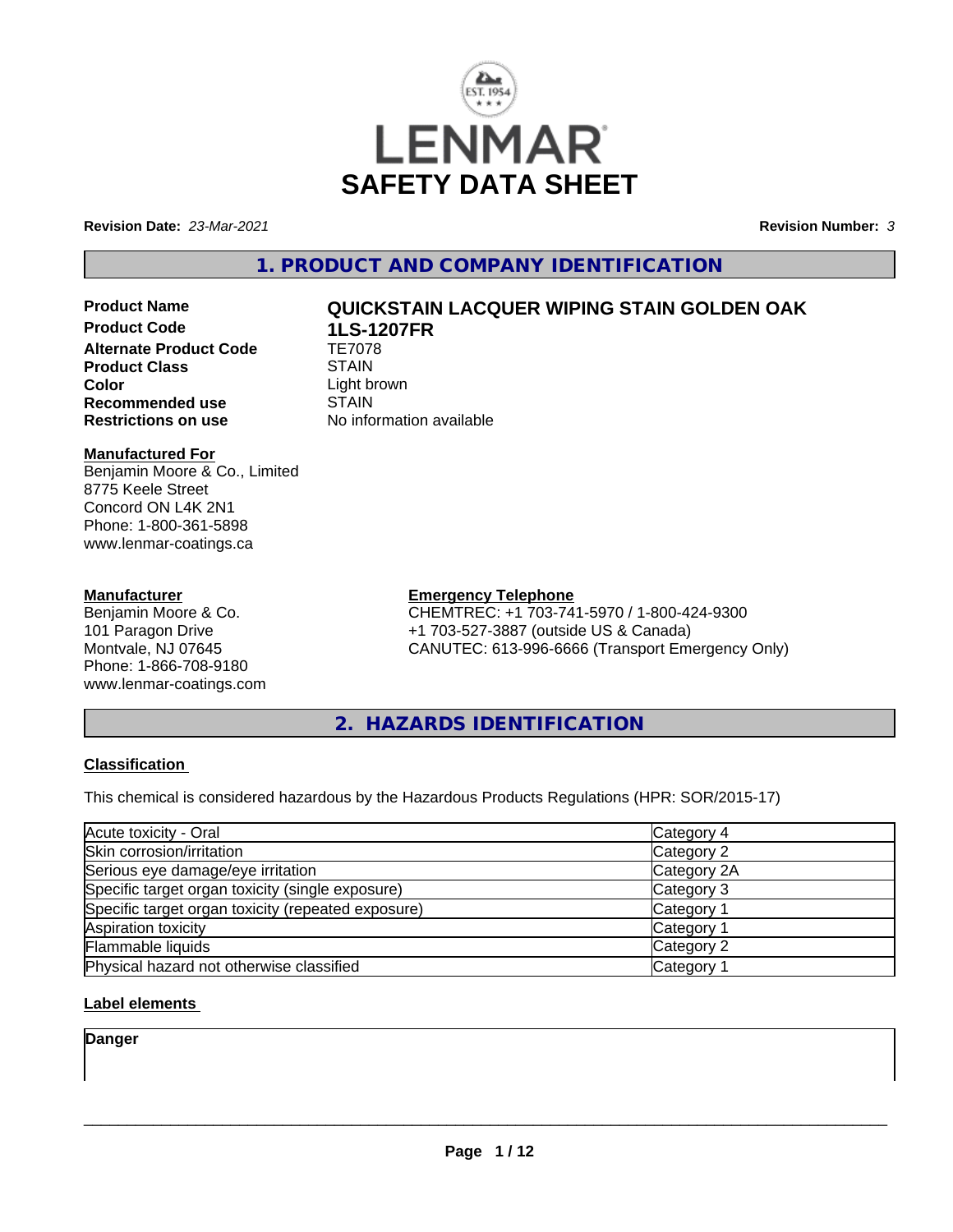# SAFETY DATA SHEET

**Revision Date:** *23-Mar-2021*

**Revision Number:** *3*

## 1. PRODUCT AND COMPANY IDENTIFICATION

| | |
|---|---|
| **Product Name** | **QUICKSTAIN LACQUER WIPING STAIN GOLDEN OAK** |
| **Product Code** | **1LS-1207FR** |
| **Alternate Product Code** | TE7078 |
| **Product Class** | STAIN |
| **Color** | Light brown |
| **Recommended use** | STAIN |
| **Restrictions on use** | No information available |

**Manufactured For**

Benjamin Moore & Co., Limited
8775 Keele Street
Concord ON L4K 2N1
Phone: 1-800-361-5898
www.lenmar-coatings.ca

**Manufacturer**

Benjamin Moore & Co.
101 Paragon Drive
Montvale, NJ 07645
Phone: 1-866-708-9180
www.lenmar-coatings.com

**Emergency Telephone**

CHEMTREC: +1 703-741-5970 / 1-800-424-9300
+1 703-527-3887 (outside US & Canada)
CANUTEC: 613-996-6666 (Transport Emergency Only)

## 2. HAZARDS IDENTIFICATION

**Classification**

This chemical is considered hazardous by the Hazardous Products Regulations (HPR: SOR/2015-17)

| | |
|---|---|
| Acute toxicity - Oral | Category 4 |
| Skin corrosion/irritation | Category 2 |
| Serious eye damage/eye irritation | Category 2A |
| Specific target organ toxicity (single exposure) | Category 3 |
| Specific target organ toxicity (repeated exposure) | Category 1 |
| Aspiration toxicity | Category 1 |
| Flammable liquids | Category 2 |
| Physical hazard not otherwise classified | Category 1 |

**Label elements**

**Danger**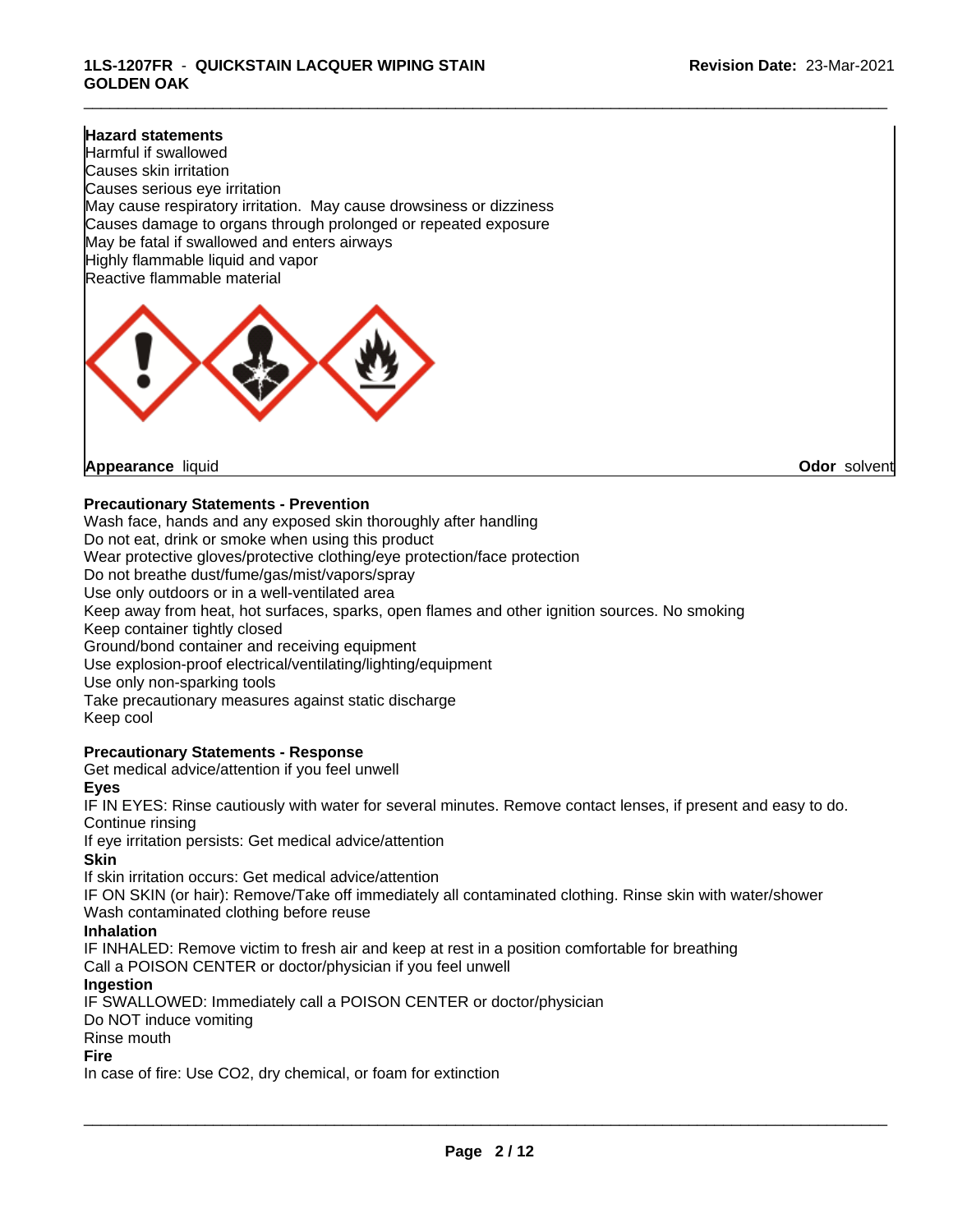**Hazard statements**
Harmful if swallowed
Causes skin irritation
Causes serious eye irritation
May cause respiratory irritation. May cause drowsiness or dizziness
Causes damage to organs through prolonged or repeated exposure
May be fatal if swallowed and enters airways
Highly flammable liquid and vapor
Reactive flammable material

**Appearance** liquid **Odor** solvent

**Precautionary Statements - Prevention**
Wash face, hands and any exposed skin thoroughly after handling
Do not eat, drink or smoke when using this product
Wear protective gloves/protective clothing/eye protection/face protection
Do not breathe dust/fume/gas/mist/vapors/spray
Use only outdoors or in a well-ventilated area
Keep away from heat, hot surfaces, sparks, open flames and other ignition sources. No smoking
Keep container tightly closed
Ground/bond container and receiving equipment
Use explosion-proof electrical/ventilating/lighting/equipment
Use only non-sparking tools
Take precautionary measures against static discharge
Keep cool

**Precautionary Statements - Response**
Get medical advice/attention if you feel unwell

**Eyes**
IF IN EYES: Rinse cautiously with water for several minutes. Remove contact lenses, if present and easy to do. Continue rinsing
If eye irritation persists: Get medical advice/attention

**Skin**
If skin irritation occurs: Get medical advice/attention
IF ON SKIN (or hair): Remove/Take off immediately all contaminated clothing. Rinse skin with water/shower
Wash contaminated clothing before reuse

**Inhalation**
IF INHALED: Remove victim to fresh air and keep at rest in a position comfortable for breathing
Call a POISON CENTER or doctor/physician if you feel unwell

**Ingestion**
IF SWALLOWED: Immediately call a POISON CENTER or doctor/physician
Do NOT induce vomiting
Rinse mouth

**Fire**
In case of fire: Use $CO_2$, dry chemical, or foam for extinction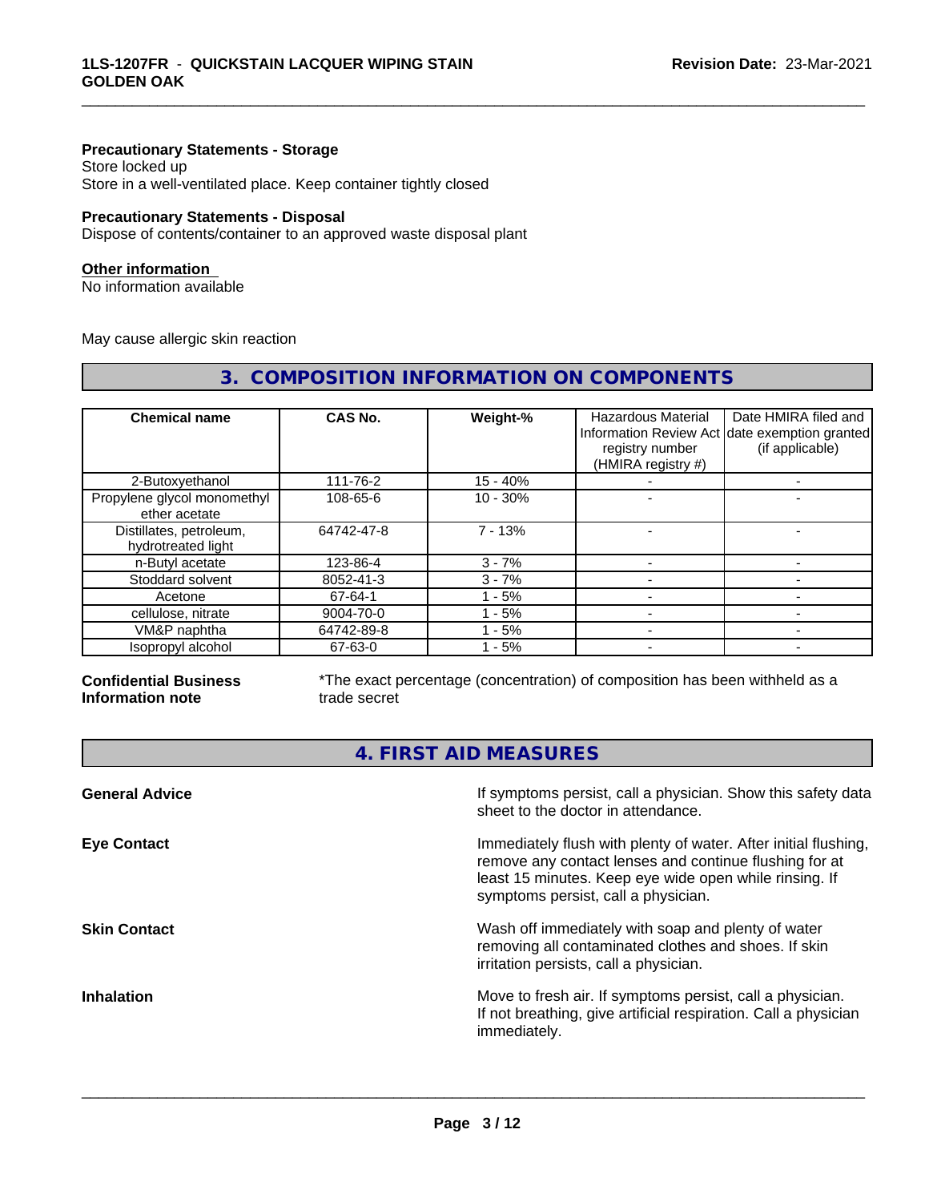**Precautionary Statements - Storage**
Store locked up
Store in a well-ventilated place. Keep container tightly closed

**Precautionary Statements - Disposal**
Dispose of contents/container to an approved waste disposal plant

**Other information**
No information available

May cause allergic skin reaction

## 3. COMPOSITION INFORMATION ON COMPONENTS

| Chemical name | CAS No. | Weight-% | Hazardous Material Information Review Act registry number (HMIRA registry #) | Date HMIRA filed and date exemption granted (if applicable) |
|---|---|---|---|---|
| 2-Butoxyethanol | 111-76-2 | 15 - 40% | - | - |
| Propylene glycol monomethyl ether acetate | 108-65-6 | 10 - 30% | - | - |
| Distillates, petroleum, hydrotreated light | 64742-47-8 | 7 - 13% | - | - |
| n-Butyl acetate | 123-86-4 | 3 - 7% | - | - |
| Stoddard solvent | 8052-41-3 | 3 - 7% | - | - |
| Acetone | 67-64-1 | 1 - 5% | - | - |
| cellulose, nitrate | 9004-70-0 | 1 - 5% | - | - |
| VM&P naphtha | 64742-89-8 | 1 - 5% | - | - |
| Isopropyl alcohol | 67-63-0 | 1 - 5% | - | - |

**Confidential Business Information note**

*The exact percentage (concentration) of composition has been withheld as a trade secret

## 4. FIRST AID MEASURES

**General Advice**

If symptoms persist, call a physician. Show this safety data sheet to the doctor in attendance.

**Eye Contact**

Immediately flush with plenty of water. After initial flushing, remove any contact lenses and continue flushing for at least 15 minutes. Keep eye wide open while rinsing. If symptoms persist, call a physician.

**Skin Contact**

Wash off immediately with soap and plenty of water removing all contaminated clothes and shoes. If skin irritation persists, call a physician.

**Inhalation**

Move to fresh air. If symptoms persist, call a physician.
If not breathing, give artificial respiration. Call a physician immediately.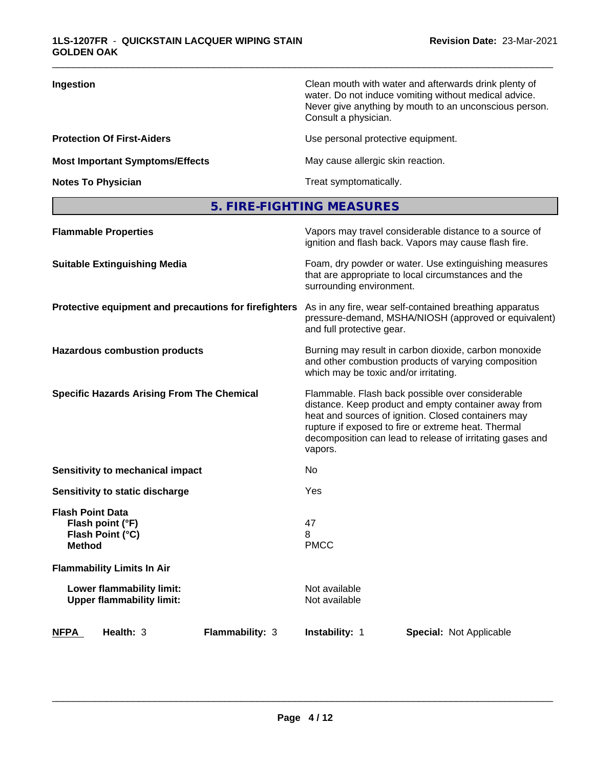| | |
|---|---|
| **Ingestion** | Clean mouth with water and afterwards drink plenty of water. Do not induce vomiting without medical advice. Never give anything by mouth to an unconscious person. Consult a physician. |
| **Protection Of First-Aiders** | Use personal protective equipment. |
| **Most Important Symptoms/Effects** | May cause allergic skin reaction. |
| **Notes To Physician** | Treat symptomatically. |

## 5. FIRE-FIGHTING MEASURES

| | |
|---|---|
| **Flammable Properties** | Vapors may travel considerable distance to a source of ignition and flash back. Vapors may cause flash fire. |
| **Suitable Extinguishing Media** | Foam, dry powder or water. Use extinguishing measures that are appropriate to local circumstances and the surrounding environment. |
| **Protective equipment and precautions for firefighters** | As in any fire, wear self-contained breathing apparatus pressure-demand, MSHA/NIOSH (approved or equivalent) and full protective gear. |
| **Hazardous combustion products** | Burning may result in carbon dioxide, carbon monoxide and other combustion products of varying composition which may be toxic and/or irritating. |
| **Specific Hazards Arising From The Chemical** | Flammable. Flash back possible over considerable distance. Keep product and empty container away from heat and sources of ignition. Closed containers may rupture if exposed to fire or extreme heat. Thermal decomposition can lead to release of irritating gases and vapors. |
| **Sensitivity to mechanical impact** | No |
| **Sensitivity to static discharge** | Yes |

**Flash Point Data**

| | |
|---|---|
| **Flash point (°F)** | 47 |
| **Flash Point (°C)** | 8 |
| **Method** | PMCC |

**Flammability Limits In Air**

| | |
|---|---|
| **Lower flammability limit:** | Not available |
| **Upper flammability limit:** | Not available |

| **NFPA** | **Health:** 3 | **Flammability:** 3 | **Instability:** 1 | **Special:** Not Applicable |
|---|---|---|---|---|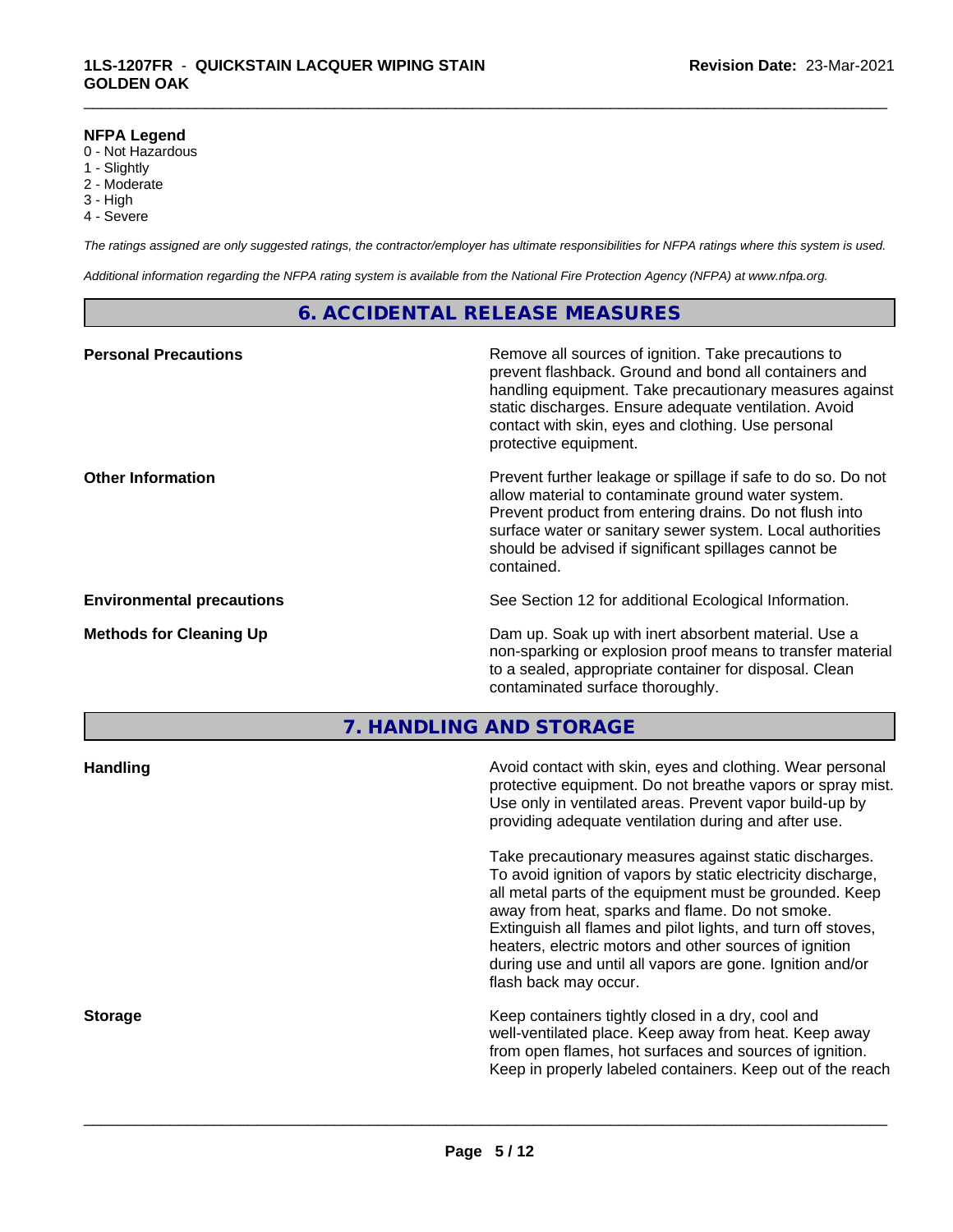**NFPA Legend**
0 - Not Hazardous
1 - Slightly
2 - Moderate
3 - High
4 - Severe

*The ratings assigned are only suggested ratings, the contractor/employer has ultimate responsibilities for NFPA ratings where this system is used.*

*Additional information regarding the NFPA rating system is available from the National Fire Protection Agency (NFPA) at www.nfpa.org.*

## 6. ACCIDENTAL RELEASE MEASURES

**Personal Precautions**

Remove all sources of ignition. Take precautions to prevent flashback. Ground and bond all containers and handling equipment. Take precautionary measures against static discharges. Ensure adequate ventilation. Avoid contact with skin, eyes and clothing. Use personal protective equipment.

**Other Information**

Prevent further leakage or spillage if safe to do so. Do not allow material to contaminate ground water system. Prevent product from entering drains. Do not flush into surface water or sanitary sewer system. Local authorities should be advised if significant spillages cannot be contained.

**Environmental precautions**

See Section 12 for additional Ecological Information.

**Methods for Cleaning Up**

Dam up. Soak up with inert absorbent material. Use a non-sparking or explosion proof means to transfer material to a sealed, appropriate container for disposal. Clean contaminated surface thoroughly.

## 7. HANDLING AND STORAGE

**Handling**

Avoid contact with skin, eyes and clothing. Wear personal protective equipment. Do not breathe vapors or spray mist. Use only in ventilated areas. Prevent vapor build-up by providing adequate ventilation during and after use.

Take precautionary measures against static discharges. To avoid ignition of vapors by static electricity discharge, all metal parts of the equipment must be grounded. Keep away from heat, sparks and flame. Do not smoke. Extinguish all flames and pilot lights, and turn off stoves, heaters, electric motors and other sources of ignition during use and until all vapors are gone. Ignition and/or flash back may occur.

**Storage**

Keep containers tightly closed in a dry, cool and well-ventilated place. Keep away from heat. Keep away from open flames, hot surfaces and sources of ignition. Keep in properly labeled containers. Keep out of the reach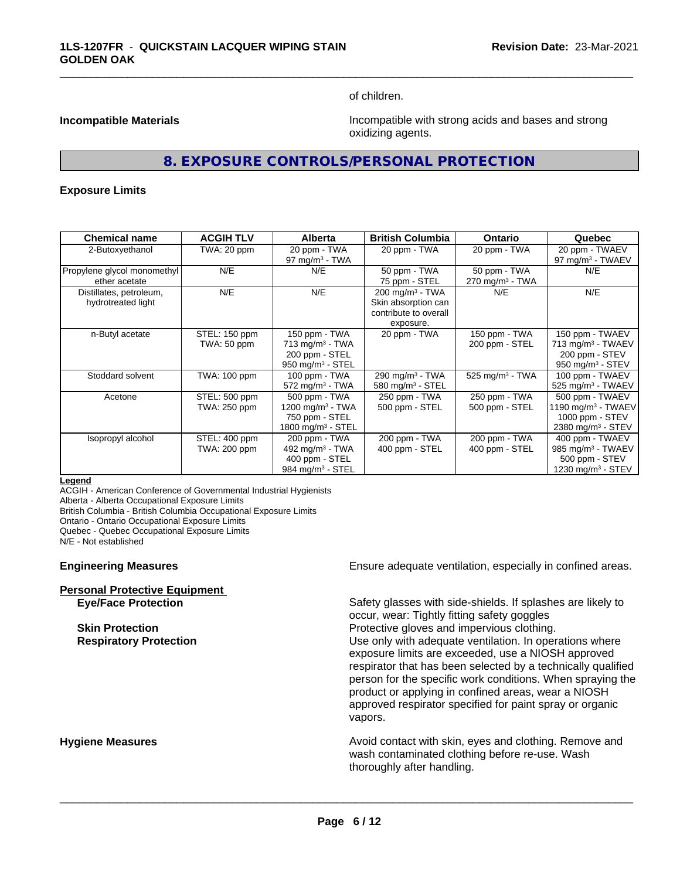of children.

**Incompatible Materials** Incompatible with strong acids and bases and strong oxidizing agents.

## 8. EXPOSURE CONTROLS/PERSONAL PROTECTION

**Exposure Limits**

| Chemical name | ACGIH TLV | Alberta | British Columbia | Ontario | Quebec |
|---|---|---|---|---|---|
| 2-Butoxyethanol | TWA: 20 ppm | 20 ppm - TWA<br>97 mg/m³ - TWA | 20 ppm - TWA | 20 ppm - TWA | 20 ppm - TWAEV<br>97 mg/m³ - TWAEV |
| Propylene glycol monomethyl ether acetate | N/E | N/E | 50 ppm - TWA<br>75 ppm - STEL | 50 ppm - TWA<br>270 mg/m³ - TWA | N/E |
| Distillates, petroleum, hydrotreated light | N/E | N/E | 200 mg/m³ - TWA<br>Skin absorption can contribute to overall exposure. | N/E | N/E |
| n-Butyl acetate | STEL: 150 ppm<br>TWA: 50 ppm | 150 ppm - TWA<br>713 mg/m³ - TWA<br>200 ppm - STEL<br>950 mg/m³ - STEL | 20 ppm - TWA | 150 ppm - TWA<br>200 ppm - STEL | 150 ppm - TWAEV<br>713 mg/m³ - TWAEV<br>200 ppm - STEV<br>950 mg/m³ - STEV |
| Stoddard solvent | TWA: 100 ppm | 100 ppm - TWA<br>572 mg/m³ - TWA | 290 mg/m³ - TWA<br>580 mg/m³ - STEL | 525 mg/m³ - TWA | 100 ppm - TWAEV<br>525 mg/m³ - TWAEV |
| Acetone | STEL: 500 ppm<br>TWA: 250 ppm | 500 ppm - TWA<br>1200 mg/m³ - TWA<br>750 ppm - STEL<br>1800 mg/m³ - STEL | 250 ppm - TWA<br>500 ppm - STEL | 250 ppm - TWA<br>500 ppm - STEL | 500 ppm - TWAEV<br>1190 mg/m³ - TWAEV<br>1000 ppm - STEV<br>2380 mg/m³ - STEV |
| Isopropyl alcohol | STEL: 400 ppm<br>TWA: 200 ppm | 200 ppm - TWA<br>492 mg/m³ - TWA<br>400 ppm - STEL<br>984 mg/m³ - STEL | 200 ppm - TWA<br>400 ppm - STEL | 200 ppm - TWA<br>400 ppm - STEL | 400 ppm - TWAEV<br>985 mg/m³ - TWAEV<br>500 ppm - STEV<br>1230 mg/m³ - STEV |

**Legend**
ACGIH - American Conference of Governmental Industrial Hygienists
Alberta - Alberta Occupational Exposure Limits
British Columbia - British Columbia Occupational Exposure Limits
Ontario - Ontario Occupational Exposure Limits
Quebec - Quebec Occupational Exposure Limits
N/E - Not established

**Engineering Measures** Ensure adequate ventilation, especially in confined areas.

**Personal Protective Equipment**

**Eye/Face Protection** Safety glasses with side-shields. If splashes are likely to occur, wear: Tightly fitting safety goggles

**Skin Protection** Protective gloves and impervious clothing.

**Respiratory Protection** Use only with adequate ventilation. In operations where exposure limits are exceeded, use a NIOSH approved respirator that has been selected by a technically qualified person for the specific work conditions. When spraying the product or applying in confined areas, wear a NIOSH approved respirator specified for paint spray or organic vapors.

**Hygiene Measures** Avoid contact with skin, eyes and clothing. Remove and wash contaminated clothing before re-use. Wash thoroughly after handling.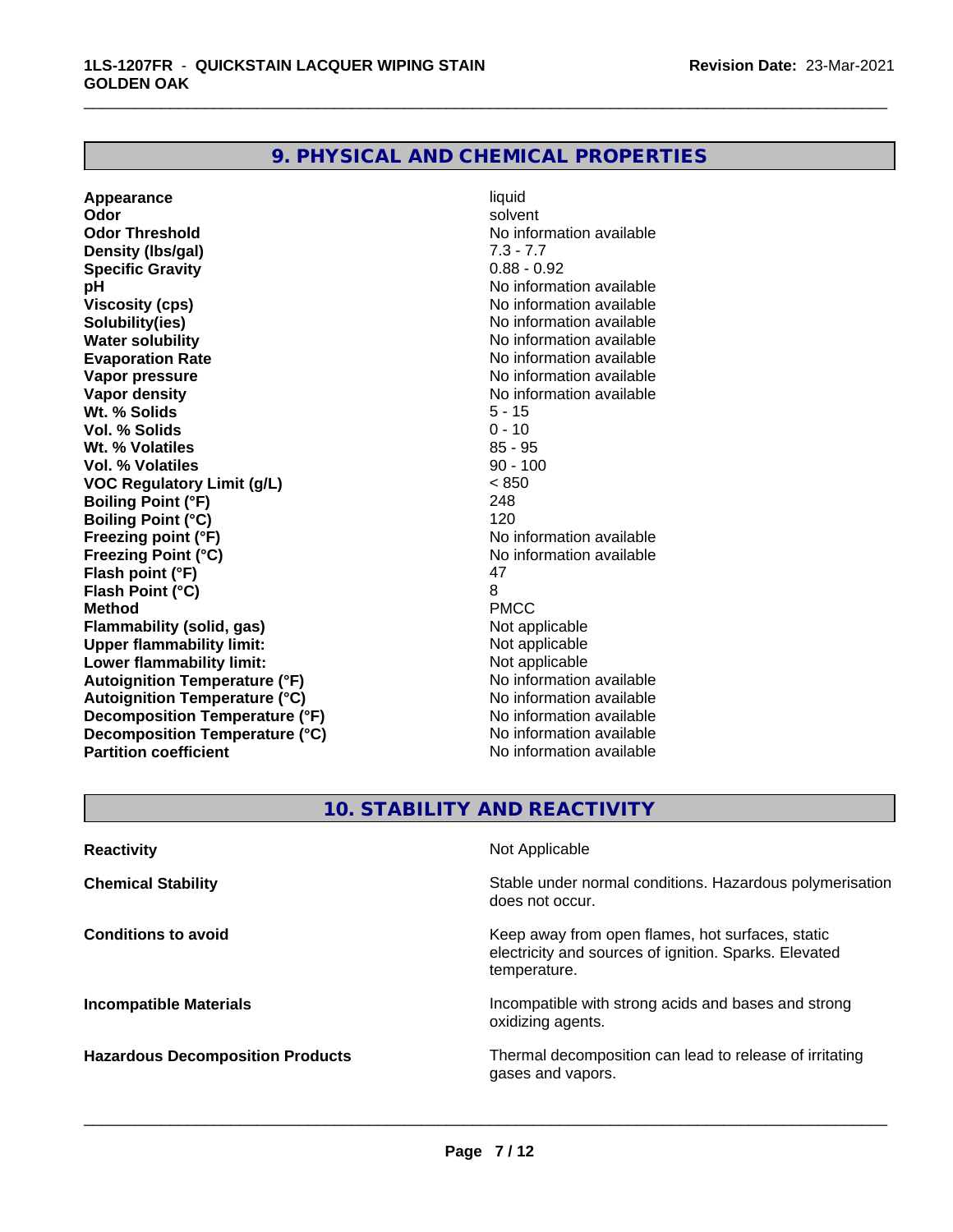## 9. PHYSICAL AND CHEMICAL PROPERTIES

| | |
|---|---|
| **Appearance** | liquid |
| **Odor** | solvent |
| **Odor Threshold** | No information available |
| **Density (lbs/gal)** | 7.3 - 7.7 |
| **Specific Gravity** | 0.88 - 0.92 |
| **pH** | No information available |
| **Viscosity (cps)** | No information available |
| **Solubility(ies)** | No information available |
| **Water solubility** | No information available |
| **Evaporation Rate** | No information available |
| **Vapor pressure** | No information available |
| **Vapor density** | No information available |
| **Wt. % Solids** | 5 - 15 |
| **Vol. % Solids** | 0 - 10 |
| **Wt. % Volatiles** | 85 - 95 |
| **Vol. % Volatiles** | 90 - 100 |
| **VOC Regulatory Limit (g/L)** | < 850 |
| **Boiling Point (°F)** | 248 |
| **Boiling Point (°C)** | 120 |
| **Freezing point (°F)** | No information available |
| **Freezing Point (°C)** | No information available |
| **Flash point (°F)** | 47 |
| **Flash Point (°C)** | 8 |
| **Method** | PMCC |
| **Flammability (solid, gas)** | Not applicable |
| **Upper flammability limit:** | Not applicable |
| **Lower flammability limit:** | Not applicable |
| **Autoignition Temperature (°F)** | No information available |
| **Autoignition Temperature (°C)** | No information available |
| **Decomposition Temperature (°F)** | No information available |
| **Decomposition Temperature (°C)** | No information available |
| **Partition coefficient** | No information available |

## 10. STABILITY AND REACTIVITY

| | |
|---|---|
| **Reactivity** | Not Applicable |
| **Chemical Stability** | Stable under normal conditions. Hazardous polymerisation does not occur. |
| **Conditions to avoid** | Keep away from open flames, hot surfaces, static electricity and sources of ignition. Sparks. Elevated temperature. |
| **Incompatible Materials** | Incompatible with strong acids and bases and strong oxidizing agents. |
| **Hazardous Decomposition Products** | Thermal decomposition can lead to release of irritating gases and vapors. |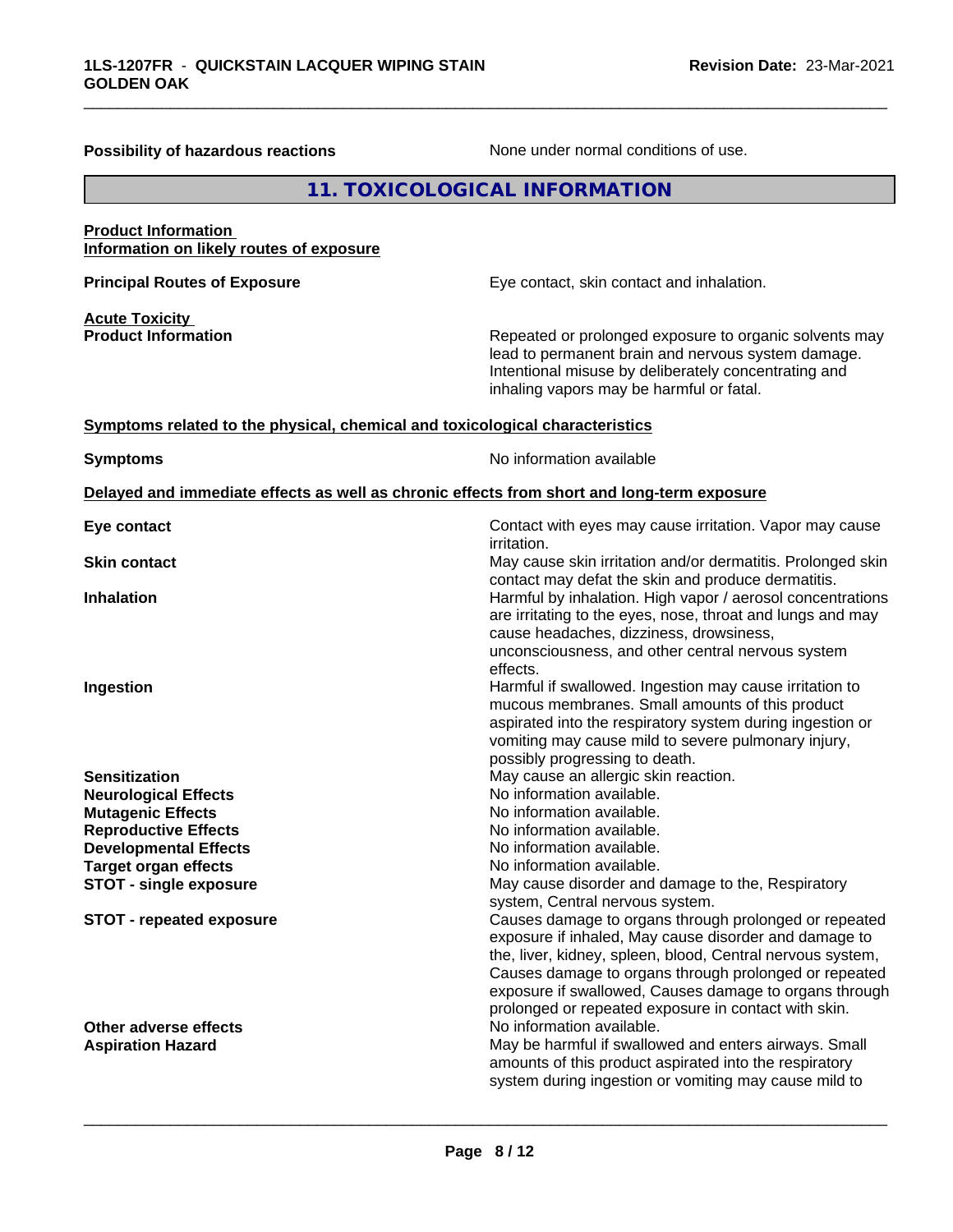**Possibility of hazardous reactions** None under normal conditions of use.

## 11. TOXICOLOGICAL INFORMATION

**Product Information**
**Information on likely routes of exposure**

**Principal Routes of Exposure** Eye contact, skin contact and inhalation.

**Acute Toxicity**
**Product Information** Repeated or prolonged exposure to organic solvents may lead to permanent brain and nervous system damage. Intentional misuse by deliberately concentrating and inhaling vapors may be harmful or fatal.

**Symptoms related to the physical, chemical and toxicological characteristics**

**Symptoms** No information available

**Delayed and immediate effects as well as chronic effects from short and long-term exposure**

| | |
|---|---|
| **Eye contact** | Contact with eyes may cause irritation. Vapor may cause irritation. |
| **Skin contact** | May cause skin irritation and/or dermatitis. Prolonged skin contact may defat the skin and produce dermatitis. |
| **Inhalation** | Harmful by inhalation. High vapor / aerosol concentrations are irritating to the eyes, nose, throat and lungs and may cause headaches, dizziness, drowsiness, unconsciousness, and other central nervous system effects. |
| **Ingestion** | Harmful if swallowed. Ingestion may cause irritation to mucous membranes. Small amounts of this product aspirated into the respiratory system during ingestion or vomiting may cause mild to severe pulmonary injury, possibly progressing to death. |
| **Sensitization** | May cause an allergic skin reaction. |
| **Neurological Effects** | No information available. |
| **Mutagenic Effects** | No information available. |
| **Reproductive Effects** | No information available. |
| **Developmental Effects** | No information available. |
| **Target organ effects** | No information available. |
| **STOT - single exposure** | May cause disorder and damage to the, Respiratory system, Central nervous system. |
| **STOT - repeated exposure** | Causes damage to organs through prolonged or repeated exposure if inhaled, May cause disorder and damage to the, liver, kidney, spleen, blood, Central nervous system, Causes damage to organs through prolonged or repeated exposure if swallowed, Causes damage to organs through prolonged or repeated exposure in contact with skin. |
| **Other adverse effects** | No information available. |
| **Aspiration Hazard** | May be harmful if swallowed and enters airways. Small amounts of this product aspirated into the respiratory system during ingestion or vomiting may cause mild to |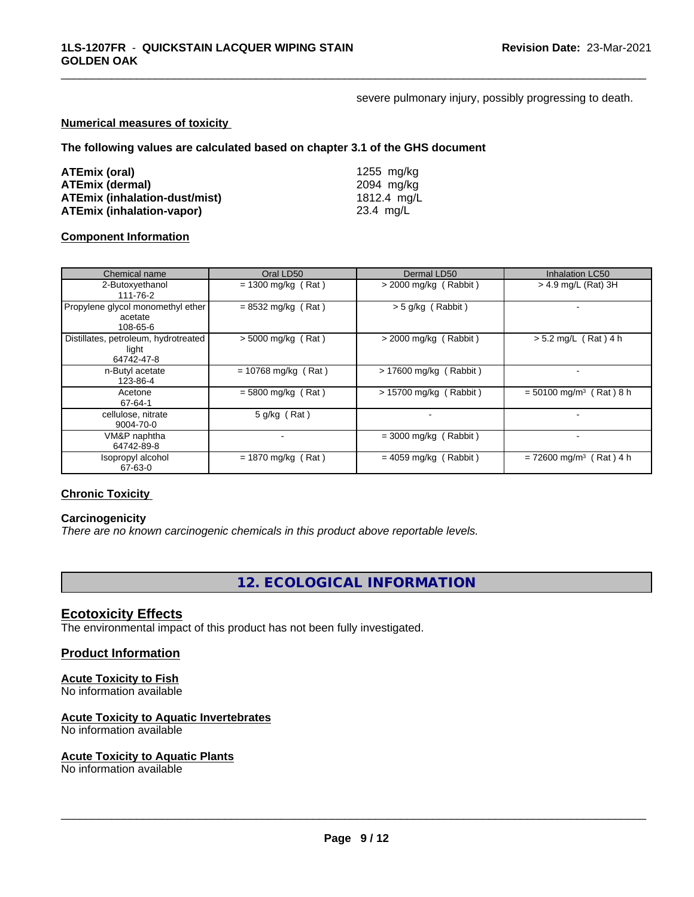severe pulmonary injury, possibly progressing to death.

**Numerical measures of toxicity**

**The following values are calculated based on chapter 3.1 of the GHS document**

| | |
|---|---|
| **ATEmix (oral)** | 1255 mg/kg |
| **ATEmix (dermal)** | 2094 mg/kg |
| **ATEmix (inhalation-dust/mist)** | 1812.4 mg/L |
| **ATEmix (inhalation-vapor)** | 23.4 mg/L |

**Component Information**

| Chemical name | Oral LD50 | Dermal LD50 | Inhalation LC50 |
|---|---|---|---|
| 2-Butoxyethanol 111-76-2 | = 1300 mg/kg ( Rat ) | > 2000 mg/kg ( Rabbit ) | > 4.9 mg/L (Rat) 3H |
| Propylene glycol monomethyl ether acetate 108-65-6 | = 8532 mg/kg ( Rat ) | > 5 g/kg ( Rabbit ) | - |
| Distillates, petroleum, hydrotreated light 64742-47-8 | > 5000 mg/kg ( Rat ) | > 2000 mg/kg ( Rabbit ) | > 5.2 mg/L ( Rat ) 4 h |
| n-Butyl acetate 123-86-4 | = 10768 mg/kg ( Rat ) | > 17600 mg/kg ( Rabbit ) | - |
| Acetone 67-64-1 | = 5800 mg/kg ( Rat ) | > 15700 mg/kg ( Rabbit ) | = 50100 mg/m³ ( Rat ) 8 h |
| cellulose, nitrate 9004-70-0 | 5 g/kg ( Rat ) | - | - |
| VM&P naphtha 64742-89-8 | - | = 3000 mg/kg ( Rabbit ) | - |
| Isopropyl alcohol 67-63-0 | = 1870 mg/kg ( Rat ) | = 4059 mg/kg ( Rabbit ) | = 72600 mg/m³ ( Rat ) 4 h |

**Chronic Toxicity**

**Carcinogenicity**

*There are no known carcinogenic chemicals in this product above reportable levels.*

# 12. ECOLOGICAL INFORMATION

## Ecotoxicity Effects

The environmental impact of this product has not been fully investigated.

## Product Information

**Acute Toxicity to Fish**

No information available

**Acute Toxicity to Aquatic Invertebrates**

No information available

**Acute Toxicity to Aquatic Plants**

No information available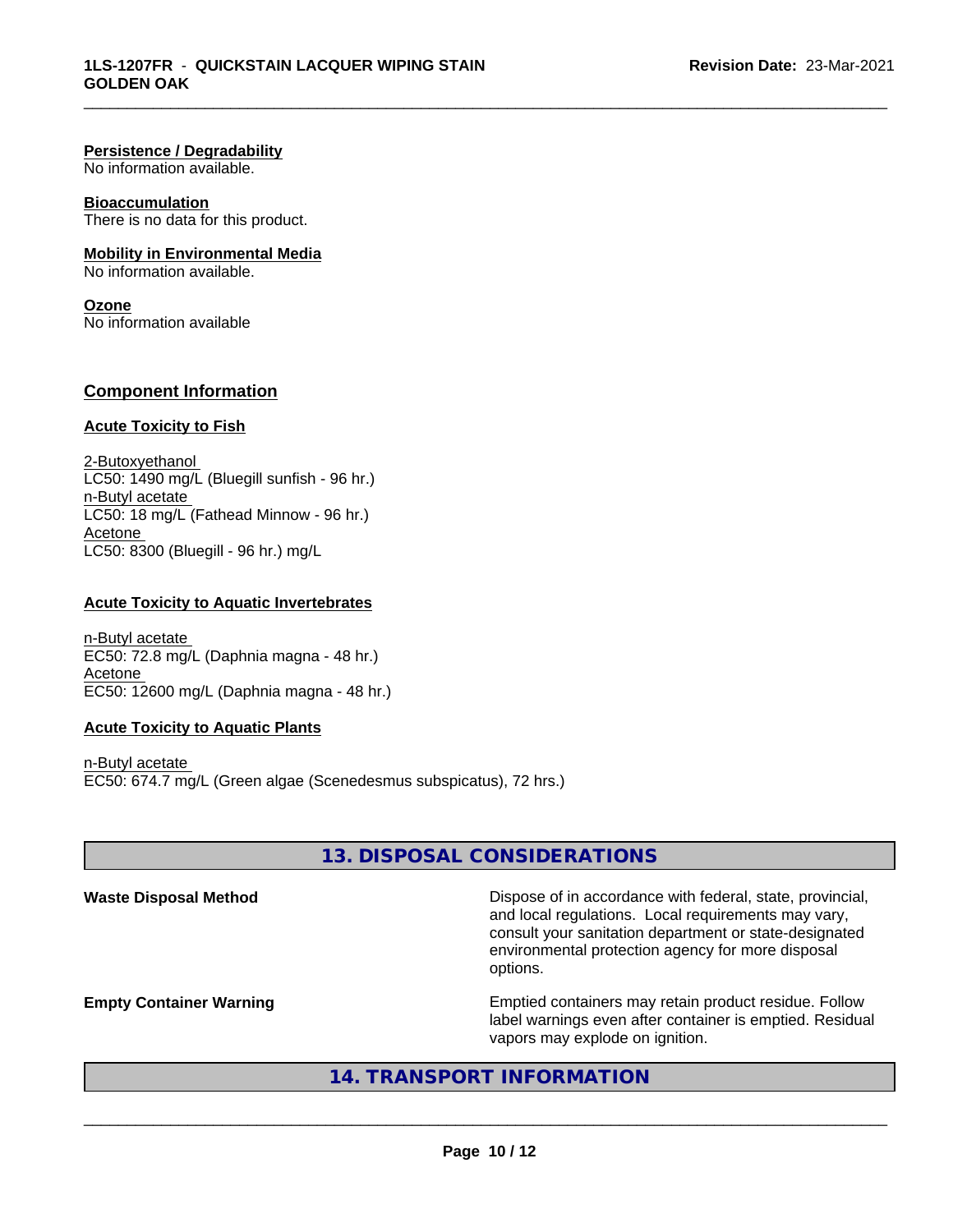**Persistence / Degradability**
No information available.

**Bioaccumulation**
There is no data for this product.

**Mobility in Environmental Media**
No information available.

**Ozone**
No information available

## Component Information

**Acute Toxicity to Fish**

2-Butoxyethanol
LC50: 1490 mg/L (Bluegill sunfish - 96 hr.)
n-Butyl acetate
LC50: 18 mg/L (Fathead Minnow - 96 hr.)
Acetone
LC50: 8300 (Bluegill - 96 hr.) mg/L

**Acute Toxicity to Aquatic Invertebrates**

n-Butyl acetate
EC50: 72.8 mg/L (Daphnia magna - 48 hr.)
Acetone
EC50: 12600 mg/L (Daphnia magna - 48 hr.)

**Acute Toxicity to Aquatic Plants**

n-Butyl acetate
EC50: 674.7 mg/L (Green algae (Scenedesmus subspicatus), 72 hrs.)

## 13. DISPOSAL CONSIDERATIONS

**Waste Disposal Method**
Dispose of in accordance with federal, state, provincial, and local regulations. Local requirements may vary, consult your sanitation department or state-designated environmental protection agency for more disposal options.

**Empty Container Warning**
Emptied containers may retain product residue. Follow label warnings even after container is emptied. Residual vapors may explode on ignition.

## 14. TRANSPORT INFORMATION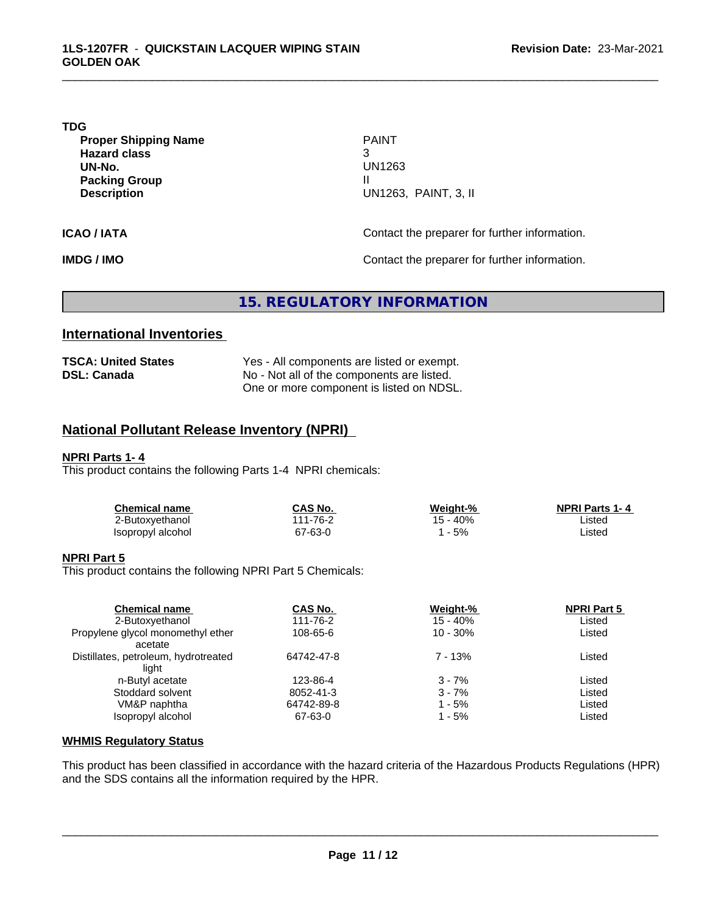**TDG**

| | |
|---|---|
| **Proper Shipping Name** | PAINT |
| **Hazard class** | 3 |
| **UN-No.** | UN1263 |
| **Packing Group** | II |
| **Description** | UN1263, PAINT, 3, II |

**ICAO / IATA** Contact the preparer for further information.

**IMDG / IMO** Contact the preparer for further information.

## 15. REGULATORY INFORMATION

### International Inventories

| | |
|---|---|
| **TSCA: United States** | Yes - All components are listed or exempt. |
| **DSL: Canada** | No - Not all of the components are listed. One or more component is listed on NDSL. |

### National Pollutant Release Inventory (NPRI)

**NPRI Parts 1- 4**

This product contains the following Parts 1-4 NPRI chemicals:

| Chemical name | CAS No. | Weight-% | NPRI Parts 1- 4 |
|---|---|---|---|
| 2-Butoxyethanol | 111-76-2 | 15 - 40% | Listed |
| Isopropyl alcohol | 67-63-0 | 1 - 5% | Listed |

**NPRI Part 5**

This product contains the following NPRI Part 5 Chemicals:

| Chemical name | CAS No. | Weight-% | NPRI Part 5 |
|---|---|---|---|
| 2-Butoxyethanol | 111-76-2 | 15 - 40% | Listed |
| Propylene glycol monomethyl ether acetate | 108-65-6 | 10 - 30% | Listed |
| Distillates, petroleum, hydrotreated light | 64742-47-8 | 7 - 13% | Listed |
| n-Butyl acetate | 123-86-4 | 3 - 7% | Listed |
| Stoddard solvent | 8052-41-3 | 3 - 7% | Listed |
| VM&P naphtha | 64742-89-8 | 1 - 5% | Listed |
| Isopropyl alcohol | 67-63-0 | 1 - 5% | Listed |

**WHMIS Regulatory Status**

This product has been classified in accordance with the hazard criteria of the Hazardous Products Regulations (HPR) and the SDS contains all the information required by the HPR.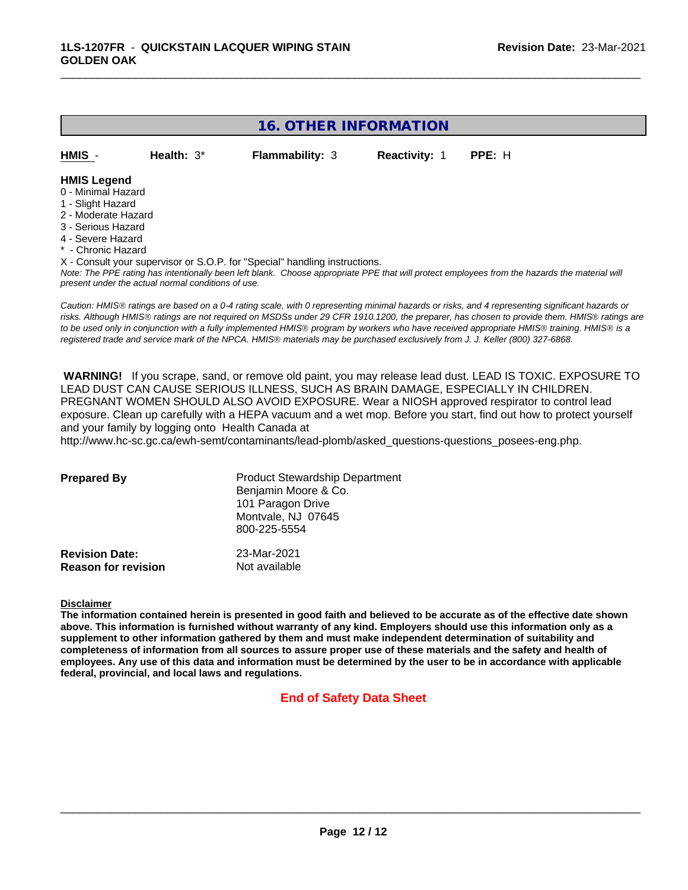## 16. OTHER INFORMATION

| HMIS - | Health: 3* | Flammability: 3 | Reactivity: 1 | PPE: H |
|---|---|---|---|---|

**HMIS Legend**

0 - Minimal Hazard
1 - Slight Hazard
2 - Moderate Hazard
3 - Serious Hazard
4 - Severe Hazard
* - Chronic Hazard
X - Consult your supervisor or S.O.P. for "Special" handling instructions.

*Note: The PPE rating has intentionally been left blank. Choose appropriate PPE that will protect employees from the hazards the material will present under the actual normal conditions of use.*

*Caution: HMIS® ratings are based on a 0-4 rating scale, with 0 representing minimal hazards or risks, and 4 representing significant hazards or risks. Although HMIS® ratings are not required on MSDSs under 29 CFR 1910.1200, the preparer, has chosen to provide them. HMIS® ratings are to be used only in conjunction with a fully implemented HMIS® program by workers who have received appropriate HMIS® training. HMIS® is a registered trade and service mark of the NPCA. HMIS® materials may be purchased exclusively from J. J. Keller (800) 327-6868.*

**WARNING!** If you scrape, sand, or remove old paint, you may release lead dust. LEAD IS TOXIC. EXPOSURE TO LEAD DUST CAN CAUSE SERIOUS ILLNESS, SUCH AS BRAIN DAMAGE, ESPECIALLY IN CHILDREN. PREGNANT WOMEN SHOULD ALSO AVOID EXPOSURE. Wear a NIOSH approved respirator to control lead exposure. Clean up carefully with a HEPA vacuum and a wet mop. Before you start, find out how to protect yourself and your family by logging onto Health Canada at http://www.hc-sc.gc.ca/ewh-semt/contaminants/lead-plomb/asked_questions-questions_posees-eng.php.

**Prepared By**

Product Stewardship Department
Benjamin Moore & Co.
101 Paragon Drive
Montvale, NJ 07645
800-225-5554

**Revision Date:** 23-Mar-2021
**Reason for revision** Not available

**Disclaimer**

**The information contained herein is presented in good faith and believed to be accurate as of the effective date shown above. This information is furnished without warranty of any kind. Employers should use this information only as a supplement to other information gathered by them and must make independent determination of suitability and completeness of information from all sources to assure proper use of these materials and the safety and health of employees. Any use of this data and information must be determined by the user to be in accordance with applicable federal, provincial, and local laws and regulations.**

**End of Safety Data Sheet**